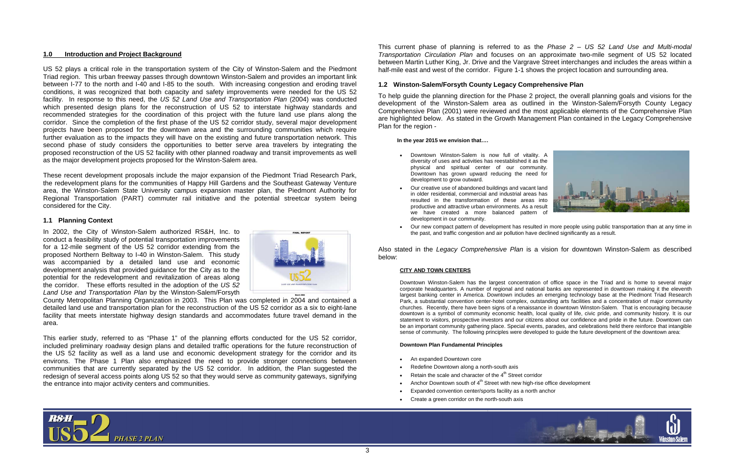## 1.0 Introduction and Project Background

US 52 plays a critical role in the transportation system of the City of Winston-Salem and the Piedmont Triad region. This urban freeway passes through downtown Winston-Salem and provides an important link between I-77 to the north and I-40 and I-85 to the south. With increasing congestion and eroding travel conditions, it was recognized that both capacity and safety improvements were needed for the US 52 facility. In response to this need, the *US 52 Land Use and Transportation Plan* (2004) was conducted which presented design plans for the reconstruction of US 52 to interstate highway standards and recommended strategies for the coordination of this project with the future land use plans along the corridor. Since the completion of the first phase of the US 52 corridor study, several major development projects have been proposed for the downtown area and the surrounding communities which require further evaluation as to the impacts they will have on the existing and future transportation network. This second phase of study considers the opportunities to better serve area travelers by integrating the proposed reconstruction of the US 52 facility with other planned roadway and transit improvements as well as the major development projects proposed for the Winston-Salem area.

These recent development proposals include the major expansion of the Piedmont Triad Research Park, the redevelopment plans for the communities of Happy Hill Gardens and the Southeast Gateway Venture area, the Winston-Salem State University campus expansion master plan, the Piedmont Authority for Regional Transportation (PART) commuter rail initiative and the potential streetcar system being considered for the City.

### 1.1 Planning Context

In 2002, the City of Winston-Salem authorized RS&H, Inc. to conduct a feasibility study of potential transportation improvements for a 12-mile segment of the US 52 corridor extending from the proposed Northern Beltway to I-40 in Winston-Salem. This study was accompanied by a detailed land use and economic development analysis that provided guidance for the City as to the potential for the redevelopment and revitalization of areas along the corridor. These efforts resulted in the adoption of the *US 52 Land Use and Transportation Plan* by the Winston-Salem/Forsyth County Metropolitan Planning Organization in 2003. This Plan was completed in 2004 and contained a detailed land use and transportation plan for the reconstruction of the US 52 corridor as a six to eight-lane facility that meets interstate highway design standards and accommodates future travel demand in the area.

This earlier study, referred to as "Phase 1" of the planning efforts conducted for the US 52 corridor, included preliminary roadway design plans and detailed traffic operations for the future reconstruction of the US 52 facility as well as a land use and economic development strategy for the corridor and its environs. The Phase 1 Plan also emphasized the need to provide stronger connections between communities that are currently separated by the US 52 corridor. In addition, the Plan suggested the redesign of several access points along US 52 so that they would serve as community gateways, signifying the entrance into major activity centers and communities.

This current phase of planning is referred to as the *Phase 2 – US 52 Land Use and Multi-modal Transportation Circulation Plan* and focuses on an approximate two-mile segment of US 52 located between Martin Luther King, Jr. Drive and the Vargrave Street interchanges and includes the areas within a half-mile east and west of the corridor. Figure 1-1 shows the project location and surrounding area.

### 1.2 Winston-Salem/Forsyth County Legacy Comprehensive Plan

To help guide the planning direction for the Phase 2 project, the overall planning goals and visions for the development of the Winston-Salem area as outlined in the Winston-Salem/Forsyth County Legacy Comprehensive Plan (2001) were reviewed and the most applicable elements of the Comprehensive Plan are highlighted below. As stated in the Growth Management Plan contained in the Legacy Comprehensive Plan for the region -

**In the year 2015 we envision that….**

- Downtown Winston-Salem is now full of vitality. A diversity of uses and activities has reestablished it as the physical and spiritual center of our community. Downtown has grown upward reducing the need for development to grow outward.
- Our creative use of abandoned buildings and vacant land in older residential, commercial and industrial areas has resulted in the transformation of these areas into productive and attractive urban environments. As a result we have created a more balanced pattern of development in our community.
- Our new compact pattern of development has resulted in more people using public transportation than at any time in the past, and traffic congestion and air pollution have declined significantly as a result.

Also stated in the *Legacy Comprehensive Plan* is a vision for downtown Winston-Salem as described below:

**CITY AND TOWN CENTERS**

Downtown Winston-Salem has the largest concentration of office space in the Triad and is home to several major corporate headquarters. A number of regional and national banks are represented in downtown making it the eleventh largest banking center in America. Downtown includes an emerging technology base at the Piedmont Triad Research Park, a substantial convention center-hotel complex, outstanding arts facilities and a concentration of major community churches. Recently, there have been signs of a renaissance in downtown Winston-Salem. That is encouraging because downtown is a symbol of community economic health, local quality of life, civic pride, and community history. It is our statement to visitors, prospective investors and our citizens about our confidence and pride in the future. Downtown can be an important community gathering place. Special events, parades, and celebrations held there reinforce that intangible sense of community. The following principles were developed to guide the future development of the downtown area:

**Downtown Plan Fundamental Principles**

- An expanded Downtown core
- Redefine Downtown along a north-south axis
- Retain the scale and character of the 4th Street corridor
- Anchor Downtown south of 4th Street with new high-rise office development
- Expanded convention center/sports facility as a north anchor
- Create a green corridor on the north-south axis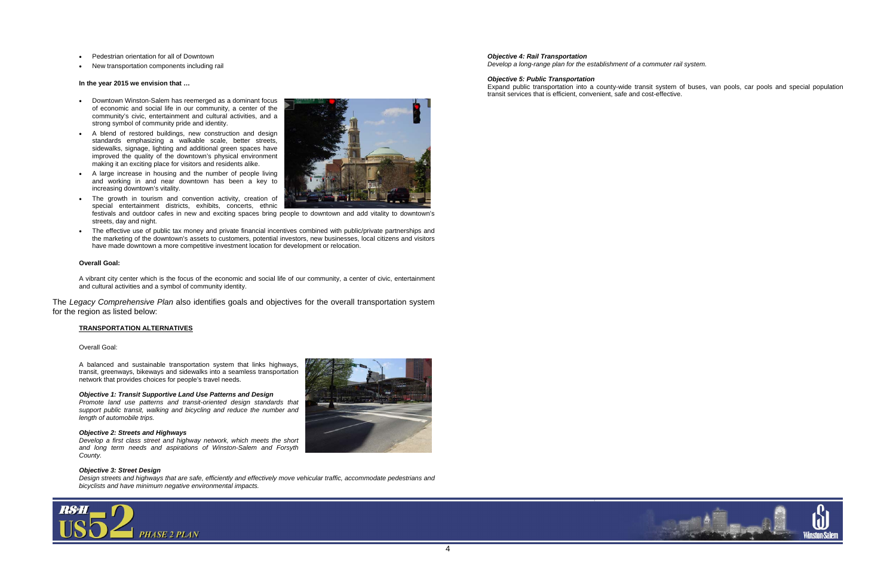- Pedestrian orientation for all of Downtown
- New transportation components including rail

**In the year 2015 we envision that …**

- Downtown Winston-Salem has reemerged as a dominant focus of economic and social life in our community, a center of the community's civic, entertainment and cultural activities, and a strong symbol of community pride and identity.
- A blend of restored buildings, new construction and design standards emphasizing a walkable scale, better streets, sidewalks, signage, lighting and additional green spaces have improved the quality of the downtown's physical environment making it an exciting place for visitors and residents alike.
- A large increase in housing and the number of people living and working in and near downtown has been a key to increasing downtown's vitality.
- The growth in tourism and convention activity, creation of special entertainment districts, exhibits, concerts, ethnic festivals and outdoor cafes in new and exciting spaces bring people to downtown and add vitality to downtown's streets, day and night.
- The effective use of public tax money and private financial incentives combined with public/private partnerships and the marketing of the downtown's assets to customers, potential investors, new businesses, local citizens and visitors have made downtown a more competitive investment location for development or relocation.

**Overall Goal:**

A vibrant city center which is the focus of the economic and social life of our community, a center of civic, entertainment and cultural activities and a symbol of community identity.

The *Legacy Comprehensive Plan* also identifies goals and objectives for the overall transportation system for the region as listed below:

**TRANSPORTATION ALTERNATIVES**

Overall Goal:

A balanced and sustainable transportation system that links highways, transit, greenways, bikeways and sidewalks into a seamless transportation network that provides choices for people's travel needs.

***Objective 1: Transit Supportive Land Use Patterns and Design***
*Promote land use patterns and transit-oriented design standards that support public transit, walking and bicycling and reduce the number and length of automobile trips.*

***Objective 2: Streets and Highways***
*Develop a first class street and highway network, which meets the short and long term needs and aspirations of Winston-Salem and Forsyth County.*

***Objective 3: Street Design***
*Design streets and highways that are safe, efficiently and effectively move vehicular traffic, accommodate pedestrians and bicyclists and have minimum negative environmental impacts.*

***Objective 4: Rail Transportation***
*Develop a long-range plan for the establishment of a commuter rail system.*

***Objective 5: Public Transportation***
Expand public transportation into a county-wide transit system of buses, van pools, car pools and special population transit services that is efficient, convenient, safe and cost-effective.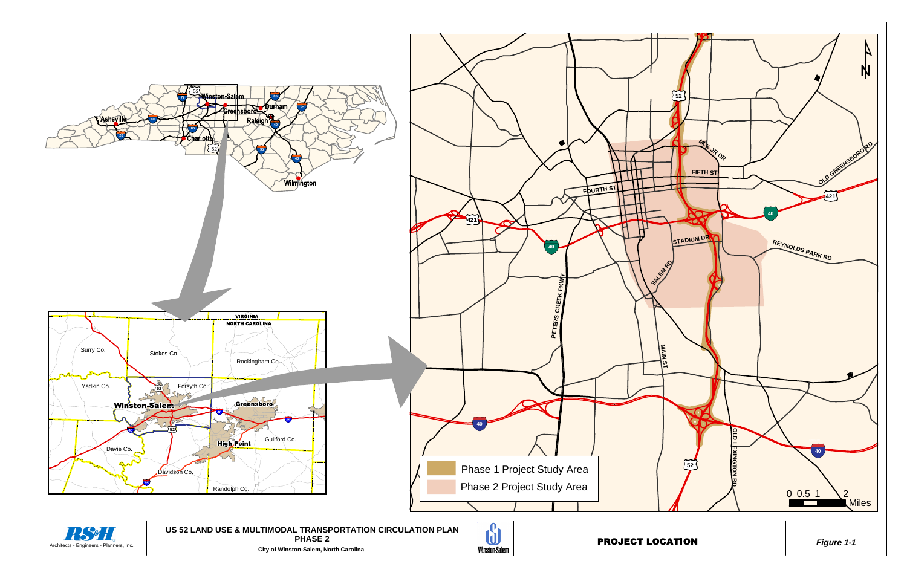US 52 LAND USE & MULTIMODAL TRANSPORTATION CIRCULATION PLAN
PHASE 2
City of Winston-Salem, North Carolina

RS&H
Architects - Engineers - Planners, Inc.

Winston-Salem

PROJECT LOCATION

*Figure 1-1*

Winston-Salem
Greensboro
Durham
Raleigh
Asheville
Charlotte
Wilmington

VIRGINIA
NORTH CAROLINA
Surry Co.
Stokes Co.
Rockingham Co.
Yadkin Co.
Forsyth Co.
Winston-Salem
Greensboro
Davie Co.
High Point
Guilford Co.
Davidson Co.
Randolph Co.

52
MLK JR DR
FIFTH ST
FOURTH ST
OLD GREENSBORO RD
421
421
40
40
STADIUM DR
REYNOLDS PARK RD
SALEM RD
PETERS CREEK PKWY
MAIN ST
40
40
OLD LEXINGTON RD
52
N

Phase 1 Project Study Area
Phase 2 Project Study Area

0 0.5 1 2
Miles